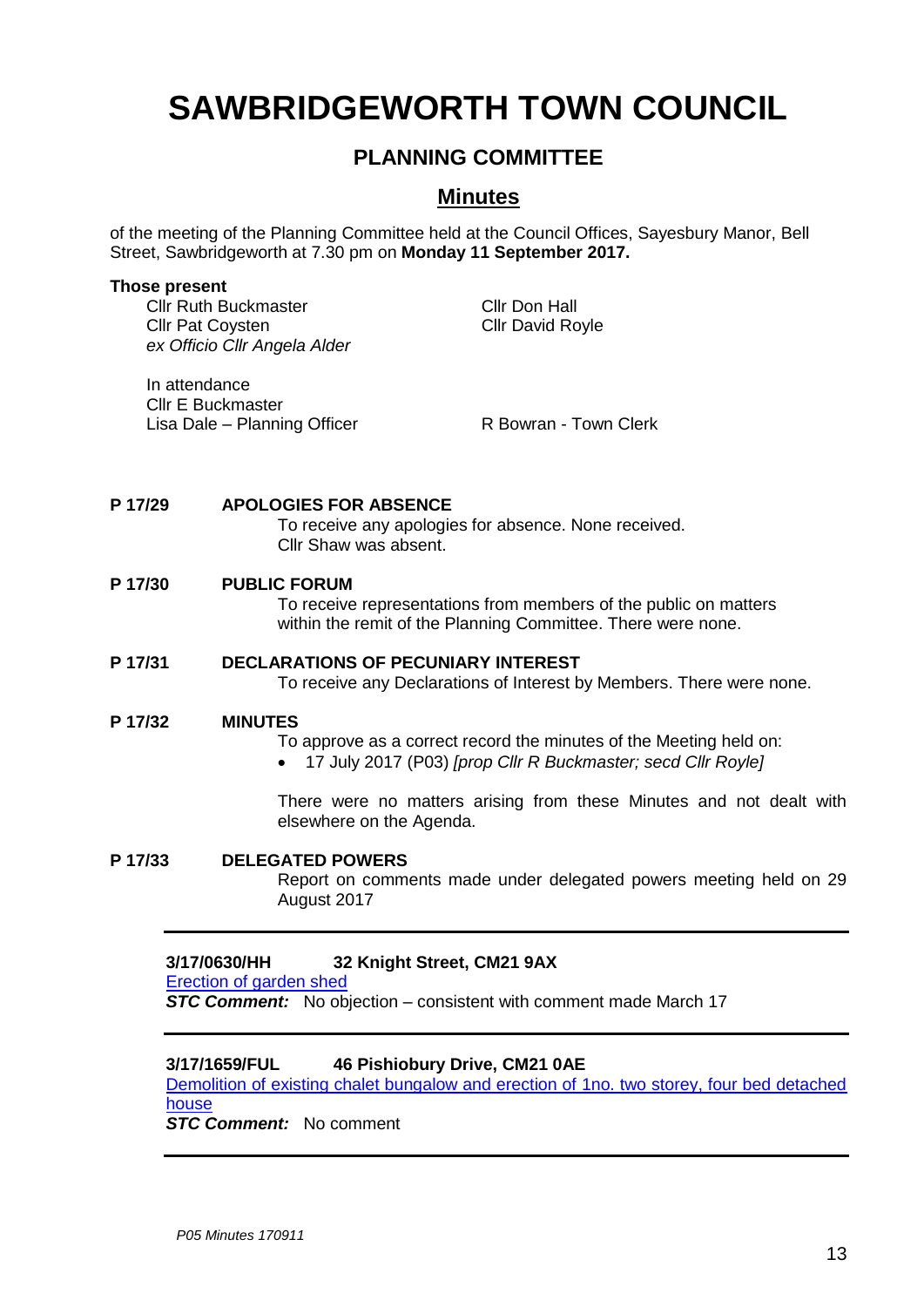# SAWBRIDGEWORTH TOWN COUNCIL

## PLANNING COMMITTEE

## Minutes

of the meeting of the Planning Committee held at the Council Offices, Sayesbury Manor, Bell Street, Sawbridgeworth at 7.30 pm on **Monday 11 September 2017.**

**Those present**

Cllr Ruth Buckmaster
Cllr Pat Coysten
*ex Officio Cllr Angela Alder*
Cllr Don Hall
Cllr David Royle

In attendance
Cllr E Buckmaster
Lisa Dale – Planning Officer
R Bowran - Town Clerk

**P 17/29 APOLOGIES FOR ABSENCE**

To receive any apologies for absence. None received.
Cllr Shaw was absent.

**P 17/30 PUBLIC FORUM**

To receive representations from members of the public on matters within the remit of the Planning Committee. There were none.

**P 17/31 DECLARATIONS OF PECUNIARY INTEREST**

To receive any Declarations of Interest by Members. There were none.

**P 17/32 MINUTES**

To approve as a correct record the minutes of the Meeting held on:

- 17 July 2017 (P03) *[prop Cllr R Buckmaster; secd Cllr Royle]*

There were no matters arising from these Minutes and not dealt with elsewhere on the Agenda.

**P 17/33 DELEGATED POWERS**

Report on comments made under delegated powers meeting held on 29 August 2017

---

**3/17/0630/HH 32 Knight Street, CM21 9AX**

Erection of garden shed

***STC Comment:*** No objection – consistent with comment made March 17

---

**3/17/1659/FUL 46 Pishiobury Drive, CM21 0AE**

Demolition of existing chalet bungalow and erection of 1no. two storey, four bed detached house

***STC Comment:*** No comment

---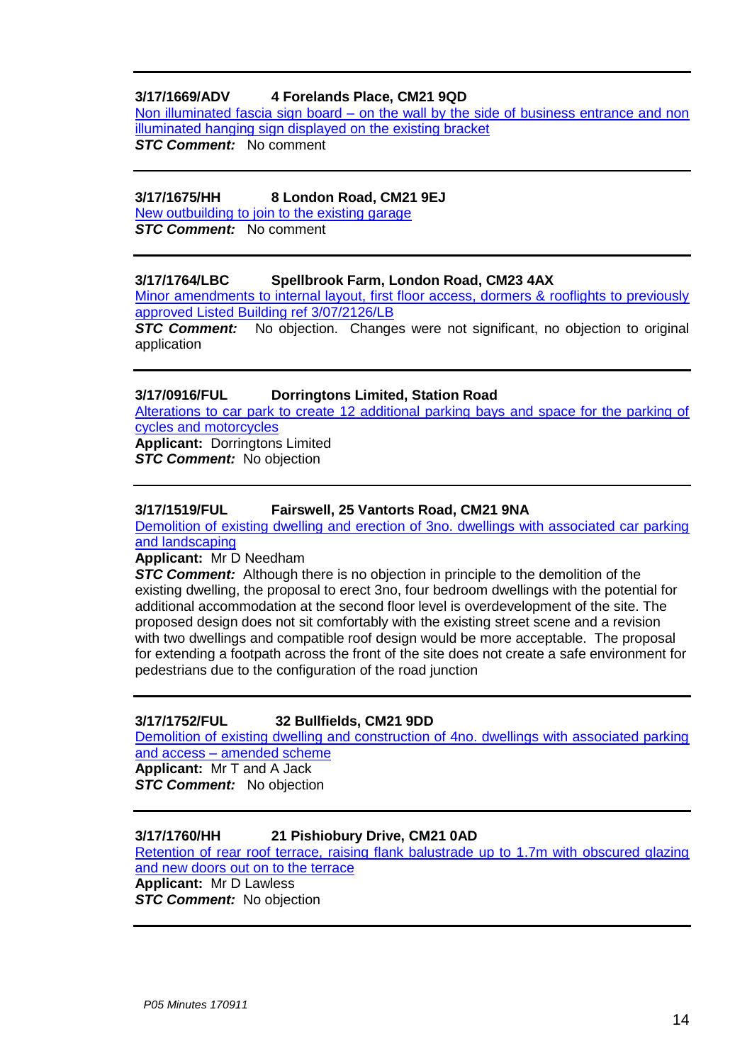---

**3/17/1669/ADV 4 Forelands Place, CM21 9QD**

Non illuminated fascia sign board – on the wall by the side of business entrance and non illuminated hanging sign displayed on the existing bracket

***STC Comment:*** No comment

---

**3/17/1675/HH 8 London Road, CM21 9EJ**

New outbuilding to join to the existing garage

***STC Comment:*** No comment

---

**3/17/1764/LBC Spellbrook Farm, London Road, CM23 4AX**

Minor amendments to internal layout, first floor access, dormers & rooflights to previously approved Listed Building ref 3/07/2126/LB

***STC Comment:*** No objection. Changes were not significant, no objection to original application

---

**3/17/0916/FUL Dorringtons Limited, Station Road**

Alterations to car park to create 12 additional parking bays and space for the parking of cycles and motorcycles

**Applicant:** Dorringtons Limited

***STC Comment:*** No objection

---

**3/17/1519/FUL Fairswell, 25 Vantorts Road, CM21 9NA**

Demolition of existing dwelling and erection of 3no. dwellings with associated car parking and landscaping

**Applicant:** Mr D Needham

***STC Comment:*** Although there is no objection in principle to the demolition of the existing dwelling, the proposal to erect 3no, four bedroom dwellings with the potential for additional accommodation at the second floor level is overdevelopment of the site. The proposed design does not sit comfortably with the existing street scene and a revision with two dwellings and compatible roof design would be more acceptable. The proposal for extending a footpath across the front of the site does not create a safe environment for pedestrians due to the configuration of the road junction

---

**3/17/1752/FUL 32 Bullfields, CM21 9DD**

Demolition of existing dwelling and construction of 4no. dwellings with associated parking and access – amended scheme

**Applicant:** Mr T and A Jack

***STC Comment:*** No objection

---

**3/17/1760/HH 21 Pishiobury Drive, CM21 0AD**

Retention of rear roof terrace, raising flank balustrade up to 1.7m with obscured glazing and new doors out on to the terrace

**Applicant:** Mr D Lawless

***STC Comment:*** No objection

---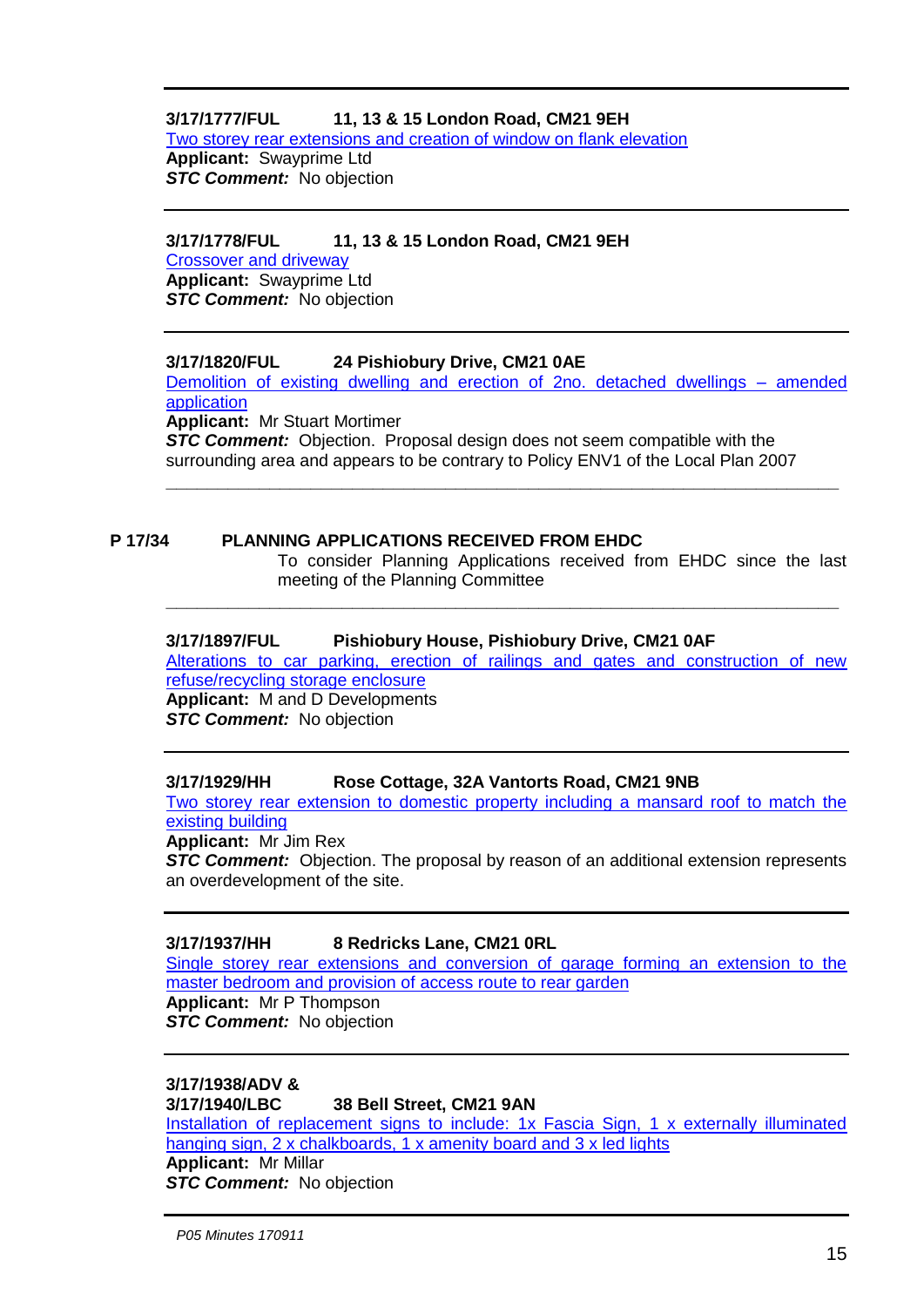---

**3/17/1777/FUL 11, 13 & 15 London Road, CM21 9EH**

Two storey rear extensions and creation of window on flank elevation

**Applicant:** Swayprime Ltd

***STC Comment:*** No objection

---

**3/17/1778/FUL 11, 13 & 15 London Road, CM21 9EH**

Crossover and driveway

**Applicant:** Swayprime Ltd

***STC Comment:*** No objection

---

**3/17/1820/FUL 24 Pishiobury Drive, CM21 0AE**

Demolition of existing dwelling and erection of 2no. detached dwellings – amended application

**Applicant:** Mr Stuart Mortimer

***STC Comment:*** Objection. Proposal design does not seem compatible with the surrounding area and appears to be contrary to Policy ENV1 of the Local Plan 2007

---

**P 17/34 PLANNING APPLICATIONS RECEIVED FROM EHDC**

To consider Planning Applications received from EHDC since the last meeting of the Planning Committee

---

**3/17/1897/FUL Pishiobury House, Pishiobury Drive, CM21 0AF**

Alterations to car parking, erection of railings and gates and construction of new refuse/recycling storage enclosure

**Applicant:** M and D Developments

***STC Comment:*** No objection

---

**3/17/1929/HH Rose Cottage, 32A Vantorts Road, CM21 9NB**

Two storey rear extension to domestic property including a mansard roof to match the existing building

**Applicant:** Mr Jim Rex

***STC Comment:*** Objection. The proposal by reason of an additional extension represents an overdevelopment of the site.

---

**3/17/1937/HH 8 Redricks Lane, CM21 0RL**

Single storey rear extensions and conversion of garage forming an extension to the master bedroom and provision of access route to rear garden

**Applicant:** Mr P Thompson

***STC Comment:*** No objection

---

**3/17/1938/ADV &**
**3/17/1940/LBC 38 Bell Street, CM21 9AN**

Installation of replacement signs to include: 1x Fascia Sign, 1 x externally illuminated hanging sign, 2 x chalkboards, 1 x amenity board and 3 x led lights

**Applicant:** Mr Millar

***STC Comment:*** No objection

---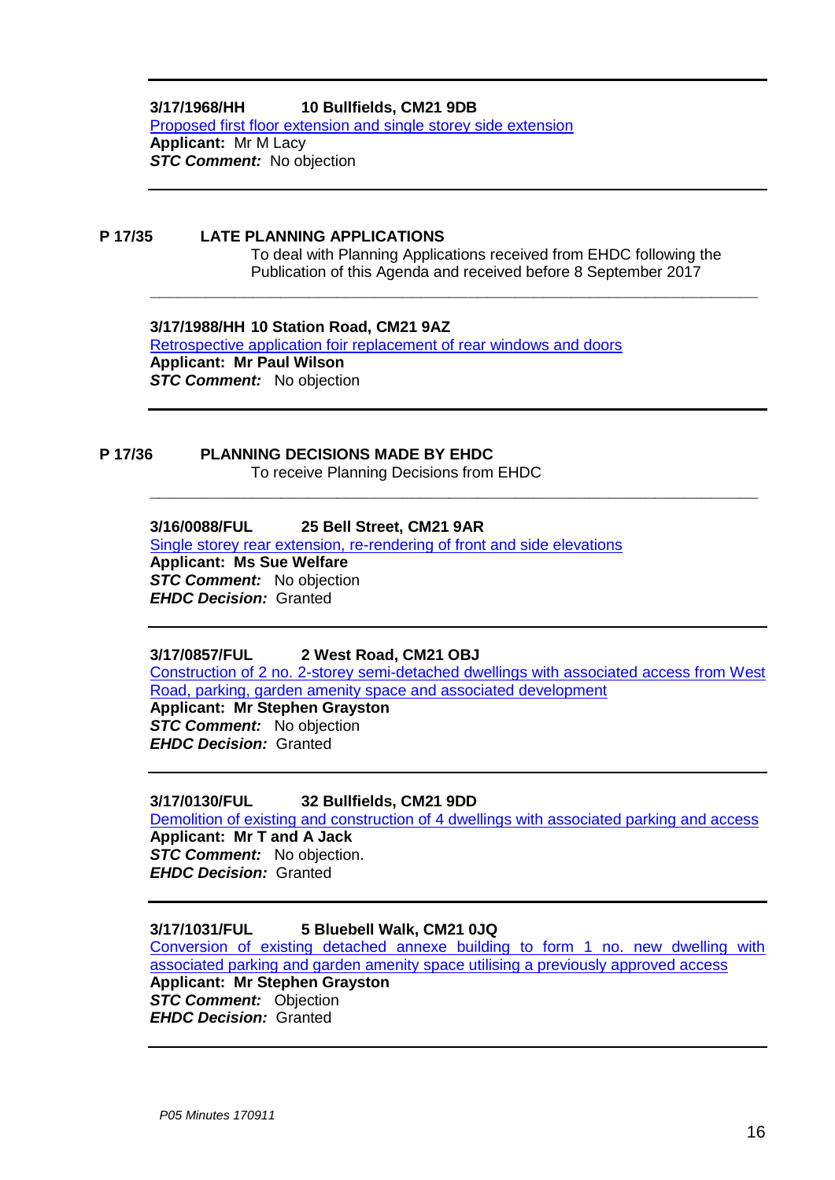---

**3/17/1968/HH 10 Bullfields, CM21 9DB**
Proposed first floor extension and single storey side extension
**Applicant:** Mr M Lacy
***STC Comment:*** No objection

---

**P 17/35 LATE PLANNING APPLICATIONS**

To deal with Planning Applications received from EHDC following the Publication of this Agenda and received before 8 September 2017

---

**3/17/1988/HH 10 Station Road, CM21 9AZ**
Retrospective application foir replacement of rear windows and doors
**Applicant: Mr Paul Wilson**
***STC Comment:*** No objection

---

**P 17/36 PLANNING DECISIONS MADE BY EHDC**

To receive Planning Decisions from EHDC

---

**3/16/0088/FUL 25 Bell Street, CM21 9AR**
Single storey rear extension, re-rendering of front and side elevations
**Applicant: Ms Sue Welfare**
***STC Comment:*** No objection
***EHDC Decision:*** Granted

---

**3/17/0857/FUL 2 West Road, CM21 OBJ**
Construction of 2 no. 2-storey semi-detached dwellings with associated access from West Road, parking, garden amenity space and associated development
**Applicant: Mr Stephen Grayston**
***STC Comment:*** No objection
***EHDC Decision:*** Granted

---

**3/17/0130/FUL 32 Bullfields, CM21 9DD**
Demolition of existing and construction of 4 dwellings with associated parking and access
**Applicant: Mr T and A Jack**
***STC Comment:*** No objection.
***EHDC Decision:*** Granted

---

**3/17/1031/FUL 5 Bluebell Walk, CM21 0JQ**
Conversion of existing detached annexe building to form 1 no. new dwelling with associated parking and garden amenity space utilising a previously approved access
**Applicant: Mr Stephen Grayston**
***STC Comment:*** Objection
***EHDC Decision:*** Granted

---

*P05 Minutes 170911*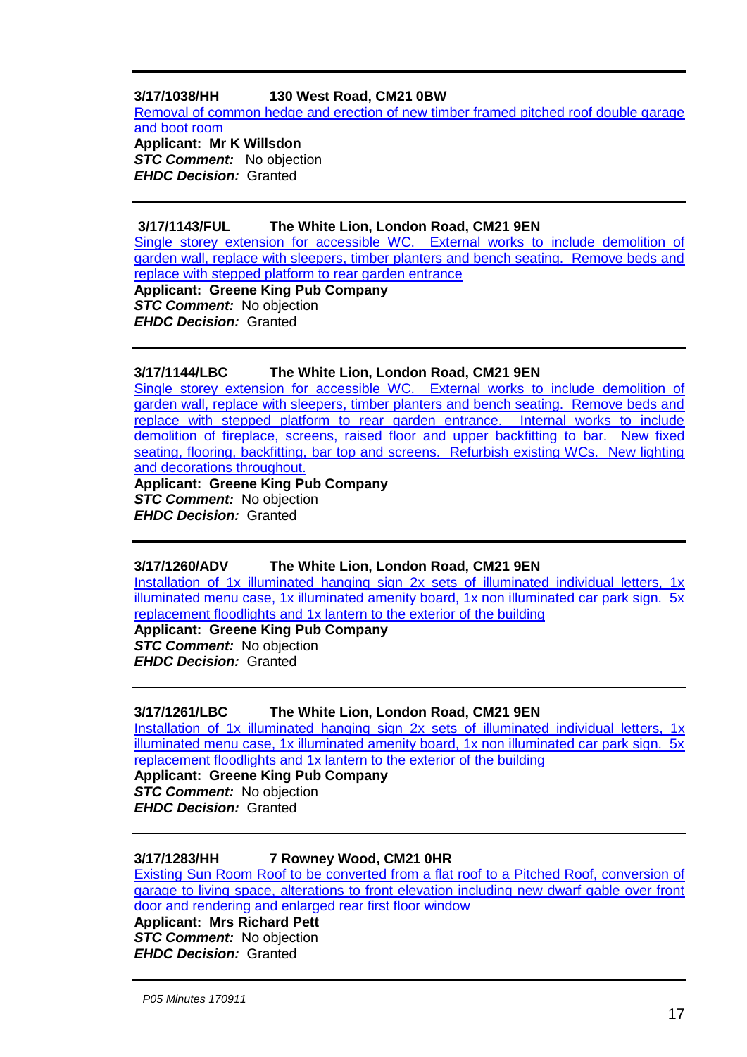---

**3/17/1038/HH 130 West Road, CM21 0BW**

Removal of common hedge and erection of new timber framed pitched roof double garage and boot room

**Applicant: Mr K Willsdon**
***STC Comment:*** No objection
***EHDC Decision:*** Granted

---

**3/17/1143/FUL The White Lion, London Road, CM21 9EN**

Single storey extension for accessible WC. External works to include demolition of garden wall, replace with sleepers, timber planters and bench seating. Remove beds and replace with stepped platform to rear garden entrance

**Applicant: Greene King Pub Company**
***STC Comment:*** No objection
***EHDC Decision:*** Granted

---

**3/17/1144/LBC The White Lion, London Road, CM21 9EN**

Single storey extension for accessible WC. External works to include demolition of garden wall, replace with sleepers, timber planters and bench seating. Remove beds and replace with stepped platform to rear garden entrance. Internal works to include demolition of fireplace, screens, raised floor and upper backfitting to bar. New fixed seating, flooring, backfitting, bar top and screens. Refurbish existing WCs. New lighting and decorations throughout.

**Applicant: Greene King Pub Company**
***STC Comment:*** No objection
***EHDC Decision:*** Granted

---

**3/17/1260/ADV The White Lion, London Road, CM21 9EN**

Installation of 1x illuminated hanging sign 2x sets of illuminated individual letters, 1x illuminated menu case, 1x illuminated amenity board, 1x non illuminated car park sign. 5x replacement floodlights and 1x lantern to the exterior of the building

**Applicant: Greene King Pub Company**
***STC Comment:*** No objection
***EHDC Decision:*** Granted

---

**3/17/1261/LBC The White Lion, London Road, CM21 9EN**

Installation of 1x illuminated hanging sign 2x sets of illuminated individual letters, 1x illuminated menu case, 1x illuminated amenity board, 1x non illuminated car park sign. 5x replacement floodlights and 1x lantern to the exterior of the building

**Applicant: Greene King Pub Company**
***STC Comment:*** No objection
***EHDC Decision:*** Granted

---

**3/17/1283/HH 7 Rowney Wood, CM21 0HR**

Existing Sun Room Roof to be converted from a flat roof to a Pitched Roof, conversion of garage to living space, alterations to front elevation including new dwarf gable over front door and rendering and enlarged rear first floor window

**Applicant: Mrs Richard Pett**
***STC Comment:*** No objection
***EHDC Decision:*** Granted

---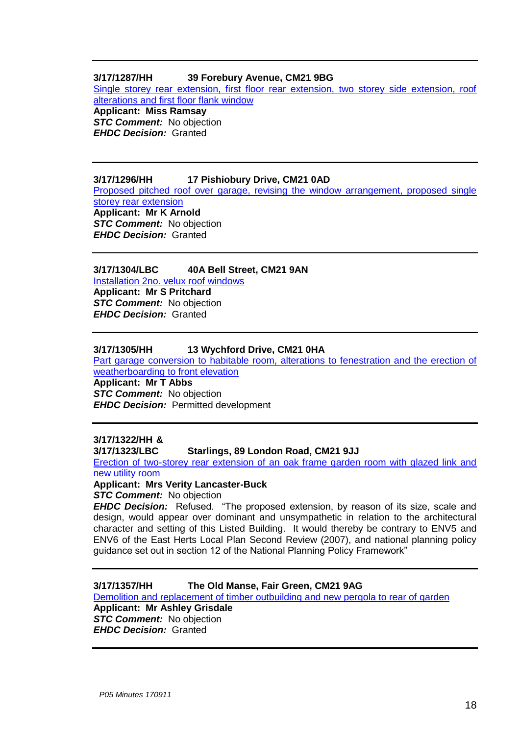---

**3/17/1287/HH 39 Forebury Avenue, CM21 9BG**

Single storey rear extension, first floor rear extension, two storey side extension, roof alterations and first floor flank window

**Applicant: Miss Ramsay**

***STC Comment:*** No objection

***EHDC Decision:*** Granted

---

**3/17/1296/HH 17 Pishiobury Drive, CM21 0AD**

Proposed pitched roof over garage, revising the window arrangement, proposed single storey rear extension

**Applicant: Mr K Arnold**

***STC Comment:*** No objection

***EHDC Decision:*** Granted

---

**3/17/1304/LBC 40A Bell Street, CM21 9AN**

Installation 2no. velux roof windows

**Applicant: Mr S Pritchard**

***STC Comment:*** No objection

***EHDC Decision:*** Granted

---

**3/17/1305/HH 13 Wychford Drive, CM21 0HA**

Part garage conversion to habitable room, alterations to fenestration and the erection of weatherboarding to front elevation

**Applicant: Mr T Abbs**

***STC Comment:*** No objection

***EHDC Decision:*** Permitted development

---

**3/17/1322/HH &**
**3/17/1323/LBC Starlings, 89 London Road, CM21 9JJ**

Erection of two-storey rear extension of an oak frame garden room with glazed link and new utility room

**Applicant: Mrs Verity Lancaster-Buck**

***STC Comment:*** No objection

***EHDC Decision:*** Refused. "The proposed extension, by reason of its size, scale and design, would appear over dominant and unsympathetic in relation to the architectural character and setting of this Listed Building. It would thereby be contrary to ENV5 and ENV6 of the East Herts Local Plan Second Review (2007), and national planning policy guidance set out in section 12 of the National Planning Policy Framework"

---

**3/17/1357/HH The Old Manse, Fair Green, CM21 9AG**

Demolition and replacement of timber outbuilding and new pergola to rear of garden

**Applicant: Mr Ashley Grisdale**

***STC Comment:*** No objection

***EHDC Decision:*** Granted

---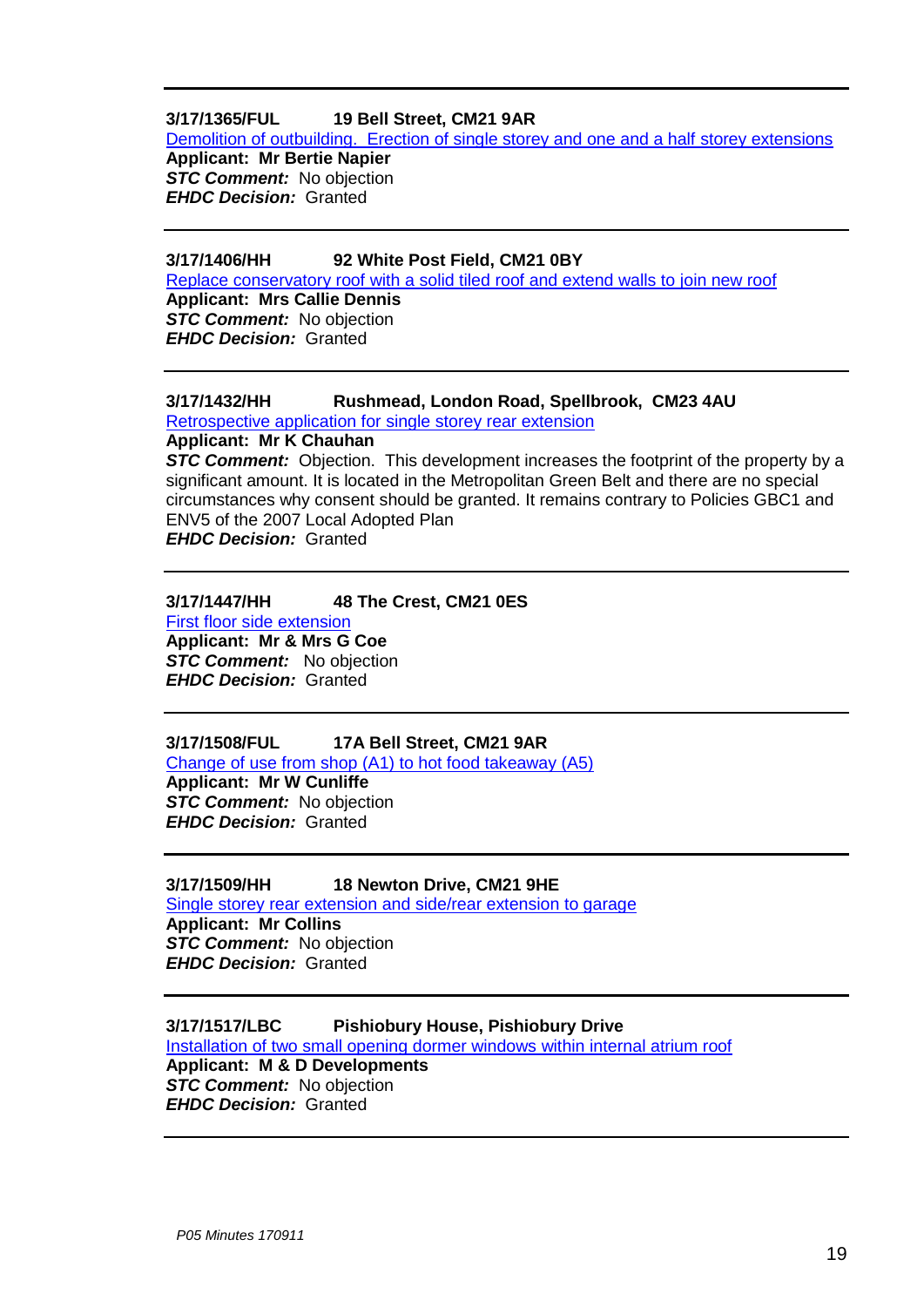---

**3/17/1365/FUL        19 Bell Street, CM21 9AR**

Demolition of outbuilding. Erection of single storey and one and a half storey extensions

**Applicant: Mr Bertie Napier**

***STC Comment:*** No objection

***EHDC Decision:*** Granted

---

**3/17/1406/HH        92 White Post Field, CM21 0BY**

Replace conservatory roof with a solid tiled roof and extend walls to join new roof

**Applicant: Mrs Callie Dennis**

***STC Comment:*** No objection

***EHDC Decision:*** Granted

---

**3/17/1432/HH        Rushmead, London Road, Spellbrook, CM23 4AU**

Retrospective application for single storey rear extension

**Applicant: Mr K Chauhan**

***STC Comment:*** Objection. This development increases the footprint of the property by a significant amount. It is located in the Metropolitan Green Belt and there are no special circumstances why consent should be granted. It remains contrary to Policies GBC1 and ENV5 of the 2007 Local Adopted Plan

***EHDC Decision:*** Granted

---

**3/17/1447/HH        48 The Crest, CM21 0ES**

First floor side extension

**Applicant: Mr & Mrs G Coe**

***STC Comment:*** No objection

***EHDC Decision:*** Granted

---

**3/17/1508/FUL        17A Bell Street, CM21 9AR**

Change of use from shop (A1) to hot food takeaway (A5)

**Applicant: Mr W Cunliffe**

***STC Comment:*** No objection

***EHDC Decision:*** Granted

---

**3/17/1509/HH        18 Newton Drive, CM21 9HE**

Single storey rear extension and side/rear extension to garage

**Applicant: Mr Collins**

***STC Comment:*** No objection

***EHDC Decision:*** Granted

---

**3/17/1517/LBC        Pishiobury House, Pishiobury Drive**

Installation of two small opening dormer windows within internal atrium roof

**Applicant: M & D Developments**

***STC Comment:*** No objection

***EHDC Decision:*** Granted

---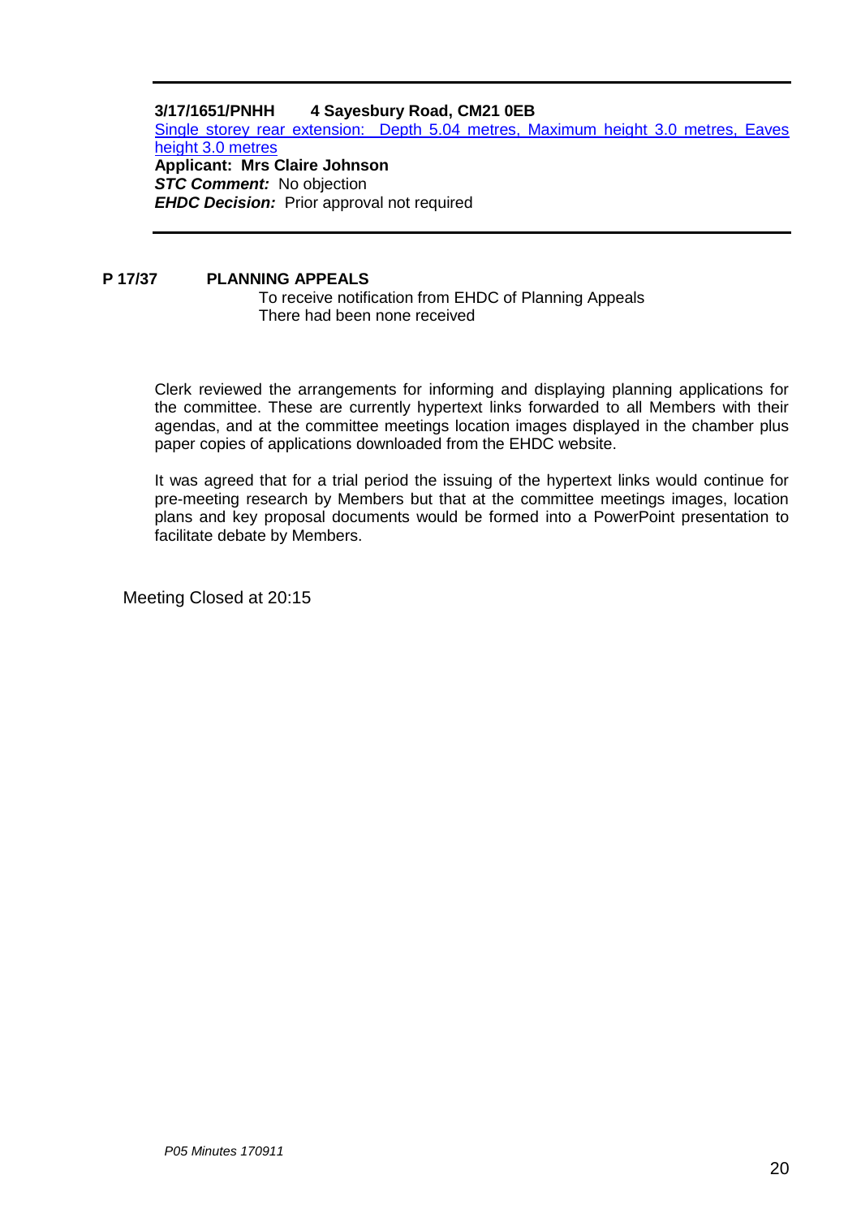---

**3/17/1651/PNHH    4 Sayesbury Road, CM21 0EB**
Single storey rear extension: Depth 5.04 metres, Maximum height 3.0 metres, Eaves height 3.0 metres
**Applicant: Mrs Claire Johnson**
***STC Comment:*** No objection
***EHDC Decision:*** Prior approval not required

---

**P 17/37    PLANNING APPEALS**

To receive notification from EHDC of Planning Appeals
There had been none received

Clerk reviewed the arrangements for informing and displaying planning applications for the committee. These are currently hypertext links forwarded to all Members with their agendas, and at the committee meetings location images displayed in the chamber plus paper copies of applications downloaded from the EHDC website.

It was agreed that for a trial period the issuing of the hypertext links would continue for pre-meeting research by Members but that at the committee meetings images, location plans and key proposal documents would be formed into a PowerPoint presentation to facilitate debate by Members.

Meeting Closed at 20:15